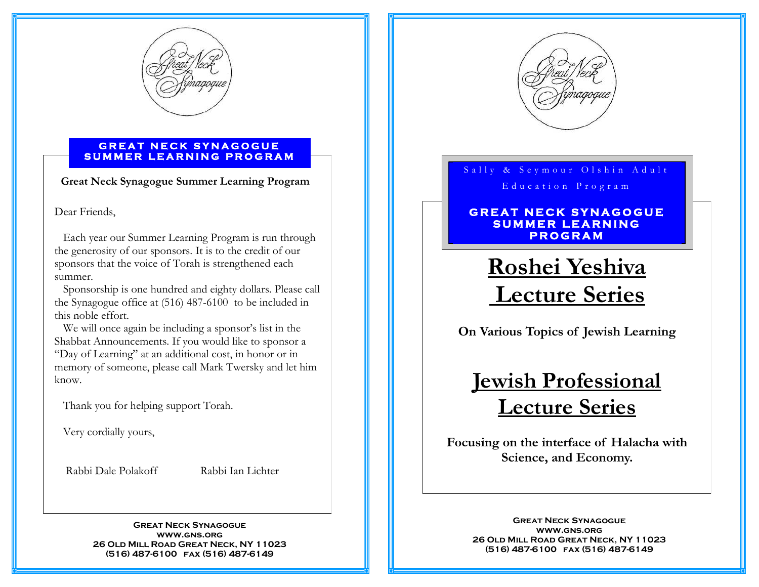## GREAT NECK SYNAGOGUE SUMMER LEARNING PROGRAM

**Great Neck Synagogue Summer Learning Program**

Dear Friends,

Each year our Summer Learning Program is run through the generosity of our sponsors. It is to the credit of our sponsors that the voice of Torah is strengthened each summer.

Sponsorship is one hundred and eighty dollars. Please call the Synagogue office at (516) 487-6100 to be included in this noble effort.

We will once again be including a sponsor's list in the Shabbat Announcements. If you would like to sponsor a "Day of Learning" at an additional cost, in honor or in memory of someone, please call Mark Twersky and let him know.

Thank you for helping support Torah.

Very cordially yours,

Rabbi Dale Polakoff Rabbi Ian Lichter

**Great Neck Synagogue**
**www.gns.org**
**26 Old Mill Road Great Neck, NY 11023**
**(516) 487-6100 fax (516) 487-6149**

Sally & Seymour Olshin Adult Education Program

## GREAT NECK SYNAGOGUE SUMMER LEARNING PROGRAM

# Roshei Yeshiva Lecture Series

**On Various Topics of Jewish Learning**

# Jewish Professional Lecture Series

**Focusing on the interface of Halacha with Science, and Economy.**

**Great Neck Synagogue**
**www.gns.org**
**26 Old Mill Road Great Neck, NY 11023**
**(516) 487-6100 fax (516) 487-6149**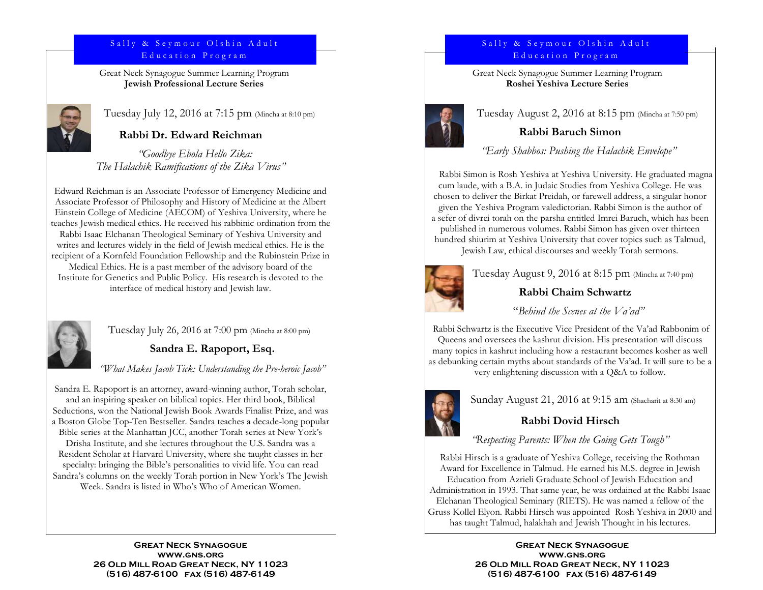Sally & Seymour Olshin Adult Education Program

Great Neck Synagogue Summer Learning Program
**Jewish Professional Lecture Series**

Tuesday July 12, 2016 at 7:15 pm (Mincha at 8:10 pm)

## Rabbi Dr. Edward Reichman

*"Goodbye Ebola Hello Zika: The Halachik Ramifications of the Zika Virus"*

Edward Reichman is an Associate Professor of Emergency Medicine and Associate Professor of Philosophy and History of Medicine at the Albert Einstein College of Medicine (AECOM) of Yeshiva University, where he teaches Jewish medical ethics. He received his rabbinic ordination from the Rabbi Isaac Elchanan Theological Seminary of Yeshiva University and writes and lectures widely in the field of Jewish medical ethics. He is the recipient of a Kornfeld Foundation Fellowship and the Rubinstein Prize in Medical Ethics. He is a past member of the advisory board of the Institute for Genetics and Public Policy. His research is devoted to the interface of medical history and Jewish law.

Tuesday July 26, 2016 at 7:00 pm (Mincha at 8:00 pm)

## Sandra E. Rapoport, Esq.

*"What Makes Jacob Tick: Understanding the Pre-heroic Jacob"*

Sandra E. Rapoport is an attorney, award-winning author, Torah scholar, and an inspiring speaker on biblical topics. Her third book, Biblical Seductions, won the National Jewish Book Awards Finalist Prize, and was a Boston Globe Top-Ten Bestseller. Sandra teaches a decade-long popular Bible series at the Manhattan JCC, another Torah series at New York's Drisha Institute, and she lectures throughout the U.S. Sandra was a Resident Scholar at Harvard University, where she taught classes in her specialty: bringing the Bible's personalities to vivid life. You can read Sandra's columns on the weekly Torah portion in New York's The Jewish Week. Sandra is listed in Who's Who of American Women.

**Great Neck Synagogue**
**www.gns.org**
**26 Old Mill Road Great Neck, NY 11023**
**(516) 487-6100 fax (516) 487-6149**

Sally & Seymour Olshin Adult Education Program

Great Neck Synagogue Summer Learning Program
**Roshei Yeshiva Lecture Series**

Tuesday August 2, 2016 at 8:15 pm (Mincha at 7:50 pm)

## Rabbi Baruch Simon

*"Early Shabbos: Pushing the Halachik Envelope"*

Rabbi Simon is Rosh Yeshiva at Yeshiva University. He graduated magna cum laude, with a B.A. in Judaic Studies from Yeshiva College. He was chosen to deliver the Birkat Preidah, or farewell address, a singular honor given the Yeshiva Program valedictorian. Rabbi Simon is the author of a sefer of divrei torah on the parsha entitled Imrei Baruch, which has been published in numerous volumes. Rabbi Simon has given over thirteen hundred shiurim at Yeshiva University that cover topics such as Talmud, Jewish Law, ethical discourses and weekly Torah sermons.

Tuesday August 9, 2016 at 8:15 pm (Mincha at 7:40 pm)

## Rabbi Chaim Schwartz

*"Behind the Scenes at the Va'ad"*

Rabbi Schwartz is the Executive Vice President of the Va'ad Rabbonim of Queens and oversees the kashrut division. His presentation will discuss many topics in kashrut including how a restaurant becomes kosher as well as debunking certain myths about standards of the Va'ad. It will sure to be a very enlightening discussion with a Q&A to follow.

Sunday August 21, 2016 at 9:15 am (Shacharit at 8:30 am)

## Rabbi Dovid Hirsch

*"Respecting Parents: When the Going Gets Tough"*

Rabbi Hirsch is a graduate of Yeshiva College, receiving the Rothman Award for Excellence in Talmud. He earned his M.S. degree in Jewish Education from Azrieli Graduate School of Jewish Education and Administration in 1993. That same year, he was ordained at the Rabbi Isaac Elchanan Theological Seminary (RIETS). He was named a fellow of the Gruss Kollel Elyon. Rabbi Hirsch was appointed Rosh Yeshiva in 2000 and has taught Talmud, halakhah and Jewish Thought in his lectures.

**Great Neck Synagogue**
**www.gns.org**
**26 Old Mill Road Great Neck, NY 11023**
**(516) 487-6100 fax (516) 487-6149**